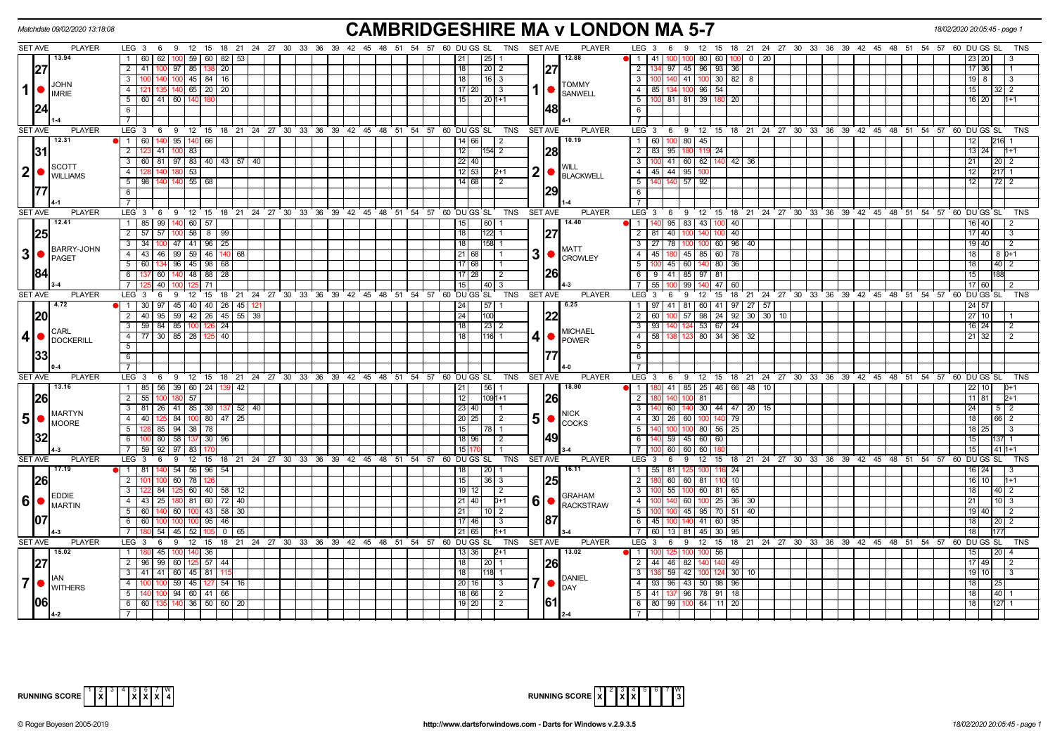Matchdate 09/02/2020 13:18:08

# CAMBRIDGESHIRE MA v LONDON MA 5-7

18/02/2020 20:05:45 - page 1

## Match 1

| SET AVE | PLAYER | LEG | Scores | DU | GS | SL | TNS |
|---|---|---|---|---|---|---|---|
| 13.94 / 27.24 | JOHN IMRIE (1-4) | 1 | 60 62 100 59 60 82 53 | 21 | | 25 | 1 |
| | | 2 | 41 100 97 85 138 20 | 18 | | 20 | 2 |
| | | 3 | 100 140 100 45 84 16 | 18 | | 16 | 3 |
| | | 4 | 121 135 140 65 20 20 | 17 | 20 | | 3 |
| | | 5 | 60 41 60 140 180 | 15 | | 20 | 1+1 |

| SET AVE | PLAYER | LEG | Scores | DU | GS | SL | TNS |
|---|---|---|---|---|---|---|---|
| 12.88 / 27.48 | TOMMY SANWELL (4-1) | 1 | 41 100 100 80 60 100 0 20 | 23 | 20 | | 3 |
| | | 2 | 134 97 45 96 93 36 | 17 | 36 | | 1 |
| | | 3 | 100 140 41 100 30 82 8 | 19 | 8 | | 3 |
| | | 4 | 85 134 100 96 54 | 15 | | 32 | 2 |
| | | 5 | 100 81 81 39 180 20 | 16 | 20 | | 1+1 |

## Match 2

| SET AVE | PLAYER | LEG | Scores | DU | GS | SL | TNS |
|---|---|---|---|---|---|---|---|
| 12.31 / 31.77 | SCOTT WILLIAMS (4-1) | 1 | 60 140 95 140 66 | 14 | 66 | | 2 |
| | | 2 | 123 41 100 83 | 12 | | 154 | 2 |
| | | 3 | 60 81 97 83 40 43 57 40 | 22 | 40 | | |
| | | 4 | 128 140 180 53 | 12 | 53 | | 2+1 |
| | | 5 | 98 140 140 55 68 | 14 | 68 | | 2 |

| SET AVE | PLAYER | LEG | Scores | DU | GS | SL | TNS |
|---|---|---|---|---|---|---|---|
| 10.19 / 28.29 | WILL BLACKWELL (1-4) | 1 | 60 100 80 45 | 12 | | 216 | 1 |
| | | 2 | 83 95 180 119 24 | 13 | 24 | | 1+1 |
| | | 3 | 100 41 60 62 140 42 36 | 21 | | 20 | 2 |
| | | 4 | 45 44 95 100 | 12 | | 217 | 1 |
| | | 5 | 140 140 57 92 | 12 | | 72 | 2 |

## Match 3

| SET AVE | PLAYER | LEG | Scores | DU | GS | SL | TNS |
|---|---|---|---|---|---|---|---|
| 12.41 / 25.84 | BARRY-JOHN PAGET (3-4) | 1 | 85 99 140 60 57 | 15 | | 60 | 1 |
| | | 2 | 57 57 100 58 8 99 | 18 | | 122 | 1 |
| | | 3 | 34 100 47 41 96 25 | 18 | | 158 | 1 |
| | | 4 | 43 46 99 59 46 140 68 | 21 | 68 | | 1 |
| | | 5 | 60 134 96 45 98 68 | 17 | 68 | | 1 |
| | | 6 | 137 60 140 48 88 28 | 17 | 28 | | 2 |
| | | 7 | 125 40 100 125 71 | 15 | | 40 | 3 |

| SET AVE | PLAYER | LEG | Scores | DU | GS | SL | TNS |
|---|---|---|---|---|---|---|---|
| 14.40 / 27.26 | MATT CROWLEY (4-3) | 1 | 140 95 83 43 100 40 | 16 | 40 | | 2 |
| | | 2 | 81 40 100 140 100 40 | 17 | 40 | | 3 |
| | | 3 | 27 78 100 100 60 96 40 | 19 | 40 | | 2 |
| | | 4 | 45 180 45 85 60 78 | 18 | | 8 | 0+1 |
| | | 5 | 100 45 60 140 80 36 | 18 | | 40 | 2 |
| | | 6 | 9 41 85 97 81 | 15 | | 188 | |
| | | 7 | 55 100 99 140 47 60 | 17 | 60 | | 2 |

## Match 4

| SET AVE | PLAYER | LEG | Scores | DU | GS | SL | TNS |
|---|---|---|---|---|---|---|---|
| 4.72 / 20.33 | CARL DOCKERILL (0-4) | 1 | 30 97 45 40 40 26 45 121 | 24 | | 57 | 1 |
| | | 2 | 40 95 59 42 26 45 55 39 | 24 | | 100 | |
| | | 3 | 59 84 85 100 126 24 | 18 | | 23 | 2 |
| | | 4 | 77 30 85 28 125 40 | 18 | | 116 | 1 |

| SET AVE | PLAYER | LEG | Scores | DU | GS | SL | TNS |
|---|---|---|---|---|---|---|---|
| 6.25 / 22.77 | MICHAEL POWER (4-0) | 1 | 97 41 81 60 41 97 27 57 | 24 | 57 | | |
| | | 2 | 60 100 57 98 24 92 30 30 10 | 27 | 10 | | 1 |
| | | 3 | 93 140 124 53 67 24 | 16 | 24 | | 2 |
| | | 4 | 58 138 123 80 34 36 32 | 21 | 32 | | 2 |

## Match 5

| SET AVE | PLAYER | LEG | Scores | DU | GS | SL | TNS |
|---|---|---|---|---|---|---|---|
| 13.16 / 26.32 | MARTYN MOORE (4-3) | 1 | 85 56 39 60 24 139 42 | 21 | | 56 | 1 |
| | | 2 | 55 100 180 57 | 12 | | 109 | 1+1 |
| | | 3 | 81 26 41 85 39 137 52 40 | 23 | 40 | | 1 |
| | | 4 | 40 125 84 100 80 47 25 | 20 | 25 | | 2 |
| | | 5 | 128 85 94 38 78 | 15 | | 78 | 1 |
| | | 6 | 100 80 58 137 30 96 | 18 | 96 | | 2 |
| | | 7 | 59 92 97 83 170 | 15 | 170 | | 1 |

| SET AVE | PLAYER | LEG | Scores | DU | GS | SL | TNS |
|---|---|---|---|---|---|---|---|
| 18.80 / 26.49 | NICK COCKS (3-4) | 1 | 180 41 85 25 46 66 48 10 | 22 | 10 | | 0+1 |
| | | 2 | 180 140 100 81 | 11 | 81 | | 2+1 |
| | | 3 | 140 60 140 30 44 47 20 15 | 24 | | 5 | 2 |
| | | 4 | 30 26 60 100 140 79 | 18 | | 66 | 2 |
| | | 5 | 140 100 100 80 56 25 | 18 | 25 | | 3 |
| | | 6 | 140 59 45 60 60 | 15 | | 137 | 1 |
| | | 7 | 100 60 60 60 180 | 15 | | 41 | 1+1 |

## Match 6

| SET AVE | PLAYER | LEG | Scores | DU | GS | SL | TNS |
|---|---|---|---|---|---|---|---|
| 17.19 / 26.07 | EDDIE MARTIN (4-3) | 1 | 81 140 54 56 96 54 | 18 | | 20 | 1 |
| | | 2 | 101 100 60 78 126 | 15 | | 36 | 3 |
| | | 3 | 122 84 125 60 40 58 12 | 19 | 12 | | 2 |
| | | 4 | 43 25 180 81 60 72 40 | 21 | 40 | | 0+1 |
| | | 5 | 60 140 60 100 43 58 30 | 21 | | 10 | 2 |
| | | 6 | 60 100 100 100 95 46 | 17 | 46 | | 3 |
| | | 7 | 180 54 45 52 105 0 65 | 21 | 65 | | 1+1 |

| SET AVE | PLAYER | LEG | Scores | DU | GS | SL | TNS |
|---|---|---|---|---|---|---|---|
| 16.11 / 25.87 | GRAHAM RACKSTRAW (3-4) | 1 | 55 81 125 100 116 24 | 16 | 24 | | 3 |
| | | 2 | 180 60 60 81 110 10 | 16 | 10 | | 1+1 |
| | | 3 | 100 55 100 60 81 65 | 18 | | 40 | 2 |
| | | 4 | 100 140 60 100 25 36 30 | 21 | | 10 | 3 |
| | | 5 | 100 100 45 95 70 51 40 | 19 | 40 | | 2 |
| | | 6 | 45 100 140 41 60 95 | 18 | | 20 | 2 |
| | | 7 | 60 13 81 45 30 95 | 18 | | 177 | |

## Match 7

| SET AVE | PLAYER | LEG | Scores | DU | GS | SL | TNS |
|---|---|---|---|---|---|---|---|
| 15.02 / 27.06 | IAN WITHERS (4-2) | 1 | 180 45 100 140 36 | 13 | 36 | | 2+1 |
| | | 2 | 96 99 60 125 57 44 | 18 | | 20 | 1 |
| | | 3 | 41 41 60 45 81 115 | 18 | | 118 | 1 |
| | | 4 | 100 100 59 45 127 54 16 | 20 | 16 | | 3 |
| | | 5 | 140 100 94 60 41 66 | 18 | 66 | | 2 |
| | | 6 | 60 135 140 36 50 60 20 | 19 | 20 | | 2 |

| SET AVE | PLAYER | LEG | Scores | DU | GS | SL | TNS |
|---|---|---|---|---|---|---|---|
| 13.02 / 26.61 | DANIEL DAY (2-4) | 1 | 100 125 100 100 56 | 15 | | 20 | 4 |
| | | 2 | 44 46 82 140 140 49 | 17 | 49 | | 2 |
| | | 3 | 136 59 42 100 124 30 10 | 19 | 10 | | 3 |
| | | 4 | 93 96 43 50 98 96 | 18 | | 25 | |
| | | 5 | 41 137 96 78 91 18 | 18 | | 40 | 1 |
| | | 6 | 80 99 100 64 11 20 | 18 | | 127 | 1 |

RUNNING SCORE (Cambridgeshire): 2: X, 5: X, 6: X, 7: X — W: 4

RUNNING SCORE (London): 1: X, 3: X, 4: X — W: 3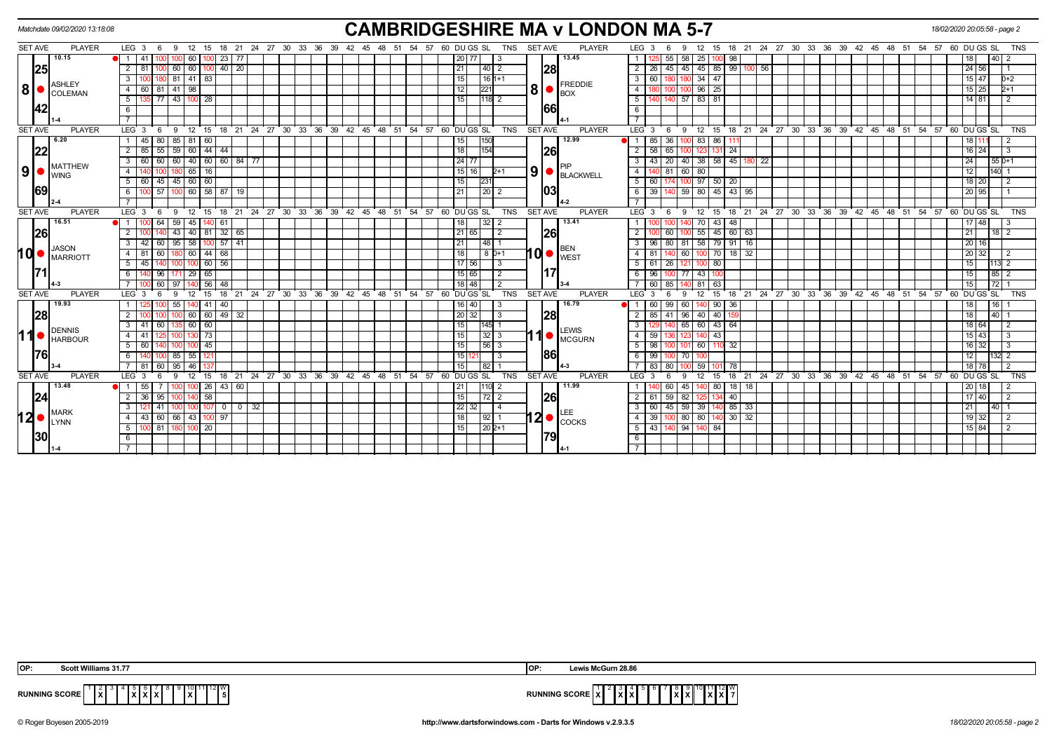Matchdate 09/02/2020 13:18:08

# CAMBRIDGESHIRE MA v LONDON MA 5-7

18/02/2020 20:05:58 - page 2

## Match 8

| SET AVE | PLAYER | LEG | 3 | 6 | 9 | 12 | 15 | 18 | 21 | 24 | DU | GS | SL | TNS |
|---|---|---|---|---|---|---|---|---|---|---|---|---|---|---|
| 10.15 | ASHLEY COLEMAN | 1 | 41 | 100 | 100 | 60 | 100 | 23 | 77 | | 20 | 77 | | 3 |
| 25 | | 2 | 81 | 100 | 60 | 60 | 100 | 40 | 20 | | 21 | | 40 | 2 |
| 8 | | 3 | 100 | 180 | 81 | 41 | 83 | | | | 15 | | 16 | 1+1 |
| 42 | | 4 | 60 | 81 | 41 | 98 | | | | | 12 | | 221 | |
| | | 5 | 135 | 77 | 43 | 100 | 28 | | | | 15 | | 118 | 2 |
| 1-4 | | 6 | | | | | | | | | | | | |

| SET AVE | PLAYER | LEG | 3 | 6 | 9 | 12 | 15 | 18 | 21 | 24 | 27 | DU | GS | SL | TNS |
|---|---|---|---|---|---|---|---|---|---|---|---|---|---|---|---|
| 13.45 | FREDDIE BOX | 1 | 125 | 55 | 58 | 25 | 100 | 98 | | | | 18 | | 40 | 2 |
| 28 | | 2 | 26 | 45 | 45 | 45 | 85 | 99 | 100 | 56 | | 24 | 56 | | 1 |
| 8 | | 3 | 60 | 180 | 180 | 34 | 47 | | | | | 15 | 47 | | 0+2 |
| 66 | | 4 | 180 | 100 | 100 | 96 | 25 | | | | | 15 | 25 | | 2+1 |
| | | 5 | 140 | 140 | 57 | 83 | 81 | | | | | 14 | 81 | | 2 |
| 4-1 | | 6 | | | | | | | | | | | | | |

## Match 9

| SET AVE | PLAYER | LEG | 3 | 6 | 9 | 12 | 15 | 18 | 21 | 24 | DU | GS | SL | TNS |
|---|---|---|---|---|---|---|---|---|---|---|---|---|---|---|
| 6.20 | MATTHEW WING | 1 | 45 | 80 | 85 | 81 | 60 | | | | 15 | | 150 | |
| 22 | | 2 | 85 | 55 | 59 | 60 | 44 | 44 | | | 18 | | 154 | |
| 9 | | 3 | 60 | 60 | 60 | 40 | 60 | 60 | 84 | 77 | 24 | 77 | | |
| 69 | | 4 | 140 | 100 | 180 | 65 | 16 | | | | 15 | 16 | | 2+1 |
| | | 5 | 60 | 45 | 45 | 60 | 60 | | | | 15 | | 231 | |
| | | 6 | 100 | 57 | 100 | 60 | 58 | 87 | 19 | | 21 | | 20 | 2 |
| 2-4 | | 7 | | | | | | | | | | | | |

| SET AVE | PLAYER | LEG | 3 | 6 | 9 | 12 | 15 | 18 | 21 | 24 | DU | GS | SL | TNS |
|---|---|---|---|---|---|---|---|---|---|---|---|---|---|---|
| 12.99 | PIP BLACKWELL | 1 | 85 | 36 | 100 | 83 | 86 | 111 | | | 18 | 111 | | 2 |
| 26 | | 2 | 58 | 65 | 100 | 123 | 131 | 24 | | | 16 | 24 | | 3 |
| 9 | | 3 | 43 | 20 | 40 | 38 | 58 | 45 | 180 | 22 | 24 | | 55 | 0+1 |
| 03 | | 4 | 140 | 81 | 60 | 80 | | | | | 12 | | 140 | 1 |
| | | 5 | 60 | 174 | 100 | 97 | 50 | 20 | | | 18 | 20 | | 2 |
| | | 6 | 39 | 140 | 59 | 80 | 45 | 43 | 95 | | 20 | 95 | | 1 |
| 4-2 | | 7 | | | | | | | | | | | | |

## Match 10

| SET AVE | PLAYER | LEG | 3 | 6 | 9 | 12 | 15 | 18 | 21 | DU | GS | SL | TNS |
|---|---|---|---|---|---|---|---|---|---|---|---|---|---|
| 16.51 | JASON MARRIOTT | 1 | 100 | 64 | 59 | 45 | 140 | 61 | | 18 | | 32 | 2 |
| 26 | | 2 | 100 | 140 | 43 | 40 | 81 | 32 | 65 | 21 | 65 | | 2 |
| 10 | | 3 | 42 | 60 | 95 | 58 | 100 | 57 | 41 | 21 | | 48 | 1 |
| 71 | | 4 | 81 | 60 | 180 | 60 | 44 | 68 | | 18 | | 8 | 0+1 |
| | | 5 | 45 | 140 | 100 | 100 | 60 | 56 | | 17 | 56 | | 3 |
| | | 6 | 140 | 96 | 171 | 29 | 65 | | | 15 | 65 | | 2 |
| 4-3 | | 7 | 100 | 60 | 97 | 140 | 56 | 48 | | 18 | 48 | | 2 |

| SET AVE | PLAYER | LEG | 3 | 6 | 9 | 12 | 15 | 18 | 21 | DU | GS | SL | TNS |
|---|---|---|---|---|---|---|---|---|---|---|---|---|---|
| 13.41 | BEN WEST | 1 | 100 | 100 | 140 | 70 | 43 | 48 | | 17 | 48 | | 3 |
| 26 | | 2 | 100 | 60 | 100 | 55 | 45 | 60 | 63 | 21 | | 18 | 2 |
| 10 | | 3 | 96 | 80 | 81 | 58 | 79 | 91 | 16 | 20 | 16 | | |
| 17 | | 4 | 81 | 140 | 60 | 100 | 70 | 18 | 32 | 20 | 32 | | 2 |
| | | 5 | 61 | 26 | 121 | 100 | 80 | | | 15 | | 113 | 2 |
| | | 6 | 96 | 100 | 77 | 43 | 100 | | | 15 | | 85 | 2 |
| 3-4 | | 7 | 60 | 85 | 140 | 81 | 63 | | | 15 | | 72 | 1 |

## Match 11

| SET AVE | PLAYER | LEG | 3 | 6 | 9 | 12 | 15 | 18 | DU | GS | SL | TNS |
|---|---|---|---|---|---|---|---|---|---|---|---|---|
| 19.93 | DENNIS HARBOUR | 1 | 125 | 100 | 55 | 140 | 41 | 40 | 16 | 40 | | 3 |
| 28 | | 2 | 100 | 100 | 100 | 60 | 60 | 49 | 32 | 20 | 32 | | 3 |
| 11 | | 3 | 41 | 60 | 135 | 60 | 60 | | 15 | | 145 | 1 |
| 76 | | 4 | 41 | 125 | 100 | 130 | 73 | | 15 | | 32 | 3 |
| | | 5 | 60 | 140 | 100 | 100 | 45 | | 15 | | 56 | 3 |
| | | 6 | 140 | 100 | 85 | 55 | 121 | | 15 | 121 | | 3 |
| 3-4 | | 7 | 81 | 60 | 95 | 46 | 137 | | 15 | | 82 | 1 |

| SET AVE | PLAYER | LEG | 3 | 6 | 9 | 12 | 15 | 18 | DU | GS | SL | TNS |
|---|---|---|---|---|---|---|---|---|---|---|---|---|
| 16.79 | LEWIS MCGURN | 1 | 60 | 99 | 60 | 140 | 90 | 36 | 18 | | 16 | 1 |
| 28 | | 2 | 85 | 41 | 96 | 40 | 40 | 159 | 18 | | 40 | 1 |
| 11 | | 3 | 129 | 140 | 65 | 60 | 43 | 64 | 18 | 64 | | 2 |
| 86 | | 4 | 59 | 136 | 123 | 140 | 43 | | 15 | 43 | | 3 |
| | | 5 | 98 | 100 | 101 | 60 | 110 | 32 | 16 | 32 | | 3 |
| | | 6 | 99 | 100 | 70 | 100 | | | 12 | | 132 | 2 |
| 4-3 | | 7 | 83 | 80 | 100 | 59 | 101 | 78 | 18 | 78 | | 2 |

## Match 12

| SET AVE | PLAYER | LEG | 3 | 6 | 9 | 12 | 15 | 18 | 21 | 24 | DU | GS | SL | TNS |
|---|---|---|---|---|---|---|---|---|---|---|---|---|---|---|
| 13.48 | MARK LYNN | 1 | 55 | 7 | 100 | 100 | 26 | 43 | 60 | | 21 | | 110 | 2 |
| 24 | | 2 | 36 | 95 | 100 | 140 | 58 | | | | 15 | | 72 | 2 |
| 12 | | 3 | 121 | 41 | 100 | 100 | 107 | 0 | 0 | 32 | 22 | 32 | | 4 |
| 30 | | 4 | 43 | 60 | 66 | 43 | 100 | 97 | | | 18 | | 92 | 1 |
| | | 5 | 100 | 81 | 180 | 100 | 20 | | | | 15 | | 20 | 2+1 |
| 1-4 | | 6 | | | | | | | | | | | | |

| SET AVE | PLAYER | LEG | 3 | 6 | 9 | 12 | 15 | 18 | 21 | DU | GS | SL | TNS |
|---|---|---|---|---|---|---|---|---|---|---|---|---|---|
| 11.99 | LEE COCKS | 1 | 140 | 60 | 45 | 140 | 80 | 18 | 18 | 20 | 18 | | 2 |
| 26 | | 2 | 61 | 59 | 82 | 125 | 134 | 40 | | 17 | 40 | | 2 |
| 12 | | 3 | 60 | 45 | 59 | 39 | 140 | 85 | 33 | 21 | | 40 | 1 |
| 79 | | 4 | 39 | 100 | 80 | 80 | 140 | 30 | 32 | 19 | 32 | | 2 |
| | | 5 | 43 | 140 | 94 | 140 | 84 | | | 15 | 84 | | 2 |
| 4-1 | | 6 | | | | | | | | | | | |

OP: Scott Williams 31.77

OP: Lewis McGurn 28.86

| RUNNING SCORE | 1 | 2 | 3 | 4 | 5 | 6 | 7 | 8 | 9 | 10 | 11 | 12 | W |
|---|---|---|---|---|---|---|---|---|---|---|---|---|---|
| CAMBRIDGESHIRE | | X | | | X | X | X | | | X | | | 5 |
| LONDON | X | | X | X | | | | X | X | | X | X | 7 |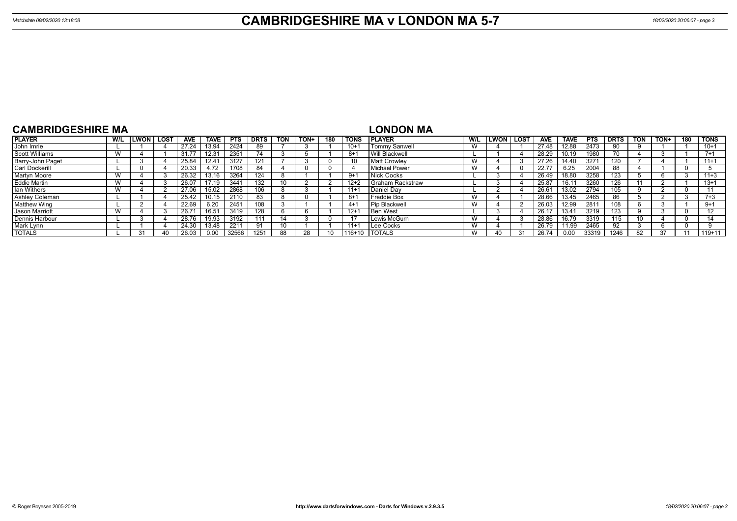# CAMBRIDGESHIRE MA v LONDON MA 5-7

Matchdate 09/02/2020 13:18:08

## CAMBRIDGESHIRE MA

| PLAYER | W/L | LWON | LOST | AVE | TAVE | PTS | DRTS | TON | TON+ | 180 | TONS |
|---|---|---|---|---|---|---|---|---|---|---|---|
| John Imrie | L | 1 | 4 | 27.24 | 13.94 | 2424 | 89 | 7 | 3 | 1 | 10+1 |
| Scott Williams | W | 4 | 1 | 31.77 | 12.31 | 2351 | 74 | 3 | 5 | 1 | 8+1 |
| Barry-John Paget | L | 3 | 4 | 25.84 | 12.41 | 3127 | 121 | 7 | 3 | 0 | 10 |
| Carl Dockerill | L | 0 | 4 | 20.33 | 4.72 | 1708 | 84 | 4 | 0 | 0 | 4 |
| Martyn Moore | W | 4 | 3 | 26.32 | 13.16 | 3264 | 124 | 8 | 1 | 1 | 9+1 |
| Eddie Martin | W | 4 | 3 | 26.07 | 17.19 | 3441 | 132 | 10 | 2 | 2 | 12+2 |
| Ian Withers | W | 4 | 2 | 27.06 | 15.02 | 2868 | 106 | 8 | 3 | 1 | 11+1 |
| Ashley Coleman | L | 1 | 4 | 25.42 | 10.15 | 2110 | 83 | 8 | 0 | 1 | 8+1 |
| Matthew Wing | L | 2 | 4 | 22.69 | 6.20 | 2451 | 108 | 3 | 1 | 1 | 4+1 |
| Jason Marriott | W | 4 | 3 | 26.71 | 16.51 | 3419 | 128 | 6 | 6 | 1 | 12+1 |
| Dennis Harbour | L | 3 | 4 | 28.76 | 19.93 | 3192 | 111 | 14 | 3 | 0 | 17 |
| Mark Lynn | L | 1 | 4 | 24.30 | 13.48 | 2211 | 91 | 10 | 1 | 1 | 11+1 |
| TOTALS | L | 31 | 40 | 26.03 | 0.00 | 32566 | 1251 | 88 | 28 | 10 | 116+10 |

## LONDON MA

| PLAYER | W/L | LWON | LOST | AVE | TAVE | PTS | DRTS | TON | TON+ | 180 | TONS |
|---|---|---|---|---|---|---|---|---|---|---|---|
| Tommy Sanwell | W | 4 | 1 | 27.48 | 12.88 | 2473 | 90 | 9 | 1 | 1 | 10+1 |
| Will Blackwell | L | 1 | 4 | 28.29 | 10.19 | 1980 | 70 | 4 | 3 | 1 | 7+1 |
| Matt Crowley | W | 4 | 3 | 27.26 | 14.40 | 3271 | 120 | 7 | 4 | 1 | 11+1 |
| Michael Power | W | 4 | 0 | 22.77 | 6.25 | 2004 | 88 | 4 | 1 | 0 | 5 |
| Nick Cocks | L | 3 | 4 | 26.49 | 18.80 | 3258 | 123 | 5 | 6 | 3 | 11+3 |
| Graham Rackstraw | L | 3 | 4 | 25.87 | 16.11 | 3260 | 126 | 11 | 2 | 1 | 13+1 |
| Daniel Day | L | 2 | 4 | 26.61 | 13.02 | 2794 | 105 | 9 | 2 | 0 | 11 |
| Freddie Box | W | 4 | 1 | 28.66 | 13.45 | 2465 | 86 | 5 | 2 | 3 | 7+3 |
| Pip Blackwell | W | 4 | 2 | 26.03 | 12.99 | 2811 | 108 | 6 | 3 | 1 | 9+1 |
| Ben West | L | 3 | 4 | 26.17 | 13.41 | 3219 | 123 | 9 | 3 | 0 | 12 |
| Lewis McGurn | W | 4 | 3 | 28.86 | 16.79 | 3319 | 115 | 10 | 4 | 0 | 14 |
| Lee Cocks | W | 4 | 1 | 26.79 | 11.99 | 2465 | 92 | 3 | 6 | 0 | 9 |
| TOTALS | W | 40 | 31 | 26.74 | 0.00 | 33319 | 1246 | 82 | 37 | 11 | 119+11 |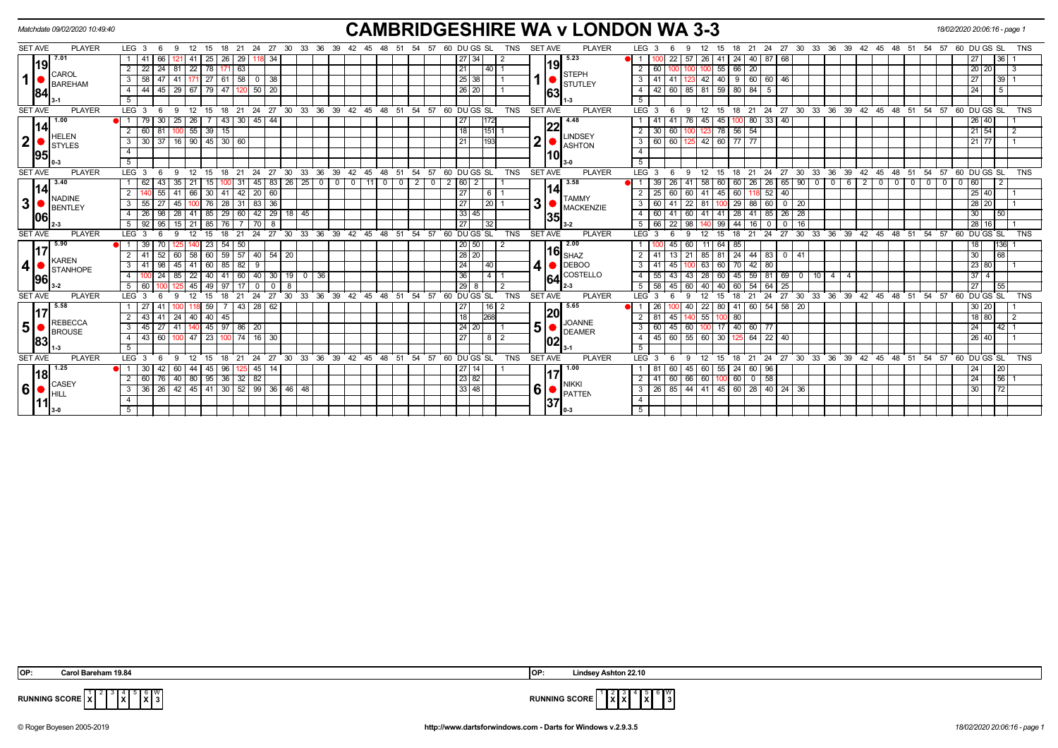Matchdate 09/02/2020 10:49:40

# CAMBRIDGESHIRE WA v LONDON WA 3-3

18/02/2020 20:06:16 - page 1

| SET | AVE | PLAYER | LEG | 3 | 6 | 9 | 12 | 15 | 18 | 21 | 24 | 27 | 30 | DU | GS | SL | TNS | SET | AVE | PLAYER | LEG | 3 | 6 | 9 | 12 | 15 | 18 | 21 | 24 | 27 | 30 | DU | GS | SL | TNS |
|---|---|---|---|---|---|---|---|---|---|---|---|---|---|---|---|---|---|---|---|---|---|---|---|---|---|---|---|---|---|---|---|---|---|---|---|
| 1 | 19.84 (7.01) | CAROL BAREHAM 3-1 | 1 | 41 | 66 | 121 | 41 | 25 | 26 | 29 | 118 | 34 | | 27 | 34 | | 2 | 1 | 19.63 (5.23) | STEPH STUTLEY 1-3 | 1 | 100 | 22 | 57 | 26 | 41 | 24 | 40 | 87 | 68 | | 27 | | 36 | 1 |
| | | | 2 | 22 | 24 | 81 | 22 | 78 | 171 | 63 | | | | 21 | | 40 | 1 | | | | 2 | 60 | 100 | 100 | 100 | 55 | 66 | 20 | | | | 20 | 20 | | 3 |
| | | | 3 | 58 | 47 | 41 | 171 | 27 | 61 | 58 | 0 | 38 | | 25 | 38 | | 1 | | | | 3 | 41 | 41 | 123 | 42 | 40 | 9 | 60 | 60 | 46 | | 27 | | 39 | 1 |
| | | | 4 | 44 | 45 | 29 | 67 | 79 | 47 | 120 | 50 | 20 | | 26 | 20 | | 1 | | | | 4 | 42 | 60 | 85 | 81 | 59 | 80 | 84 | 5 | | | 24 | | 5 | |
| 2 | 14.95 (1.00) | HELEN STYLES 0-3 | 1 | 79 | 30 | 25 | 26 | 7 | 43 | 30 | 45 | 44 | | 27 | | 172 | | 2 | 22.10 (4.48) | LINDSEY ASHTON 3-0 | 1 | 41 | 41 | 76 | 45 | 45 | 100 | 80 | 33 | 40 | | 26 | 40 | | 1 |
| | | | 2 | 60 | 81 | 100 | 55 | 39 | 15 | | | | | 18 | | 151 | 1 | | | | 2 | 30 | 60 | 100 | 123 | 78 | 56 | 54 | | | | 21 | 54 | | 2 |
| | | | 3 | 30 | 37 | 16 | 90 | 45 | 30 | 60 | | | | 21 | | 193 | | | | | 3 | 60 | 60 | 125 | 42 | 60 | 77 | 77 | | | | 21 | 77 | | 1 |
| 3 | 14.06 (3.40) | NADINE BENTLEY 2-3 | 1 | 62 | 43 | 35 | 21 | 15 | 100 | 31 | 45 | 83 | 26 25 0 0 11 0 0 2 0 2 | 60 | 2 | | 1 | 3 | 14.35 (3.58) | TAMMY MACKENZIE 3-2 | 1 | 39 | 26 | 41 | 58 | 60 | 60 | 26 | 26 | 65 | 90 0 0 6 2 0 0 0 0 0 0 | 60 | | 2 | |
| | | | 2 | 140 | 55 | 41 | 66 | 30 | 41 | 42 | 20 | 60 | | 27 | | 6 | 1 | | | | 2 | 25 | 60 | 60 | 41 | 45 | 60 | 118 | 52 | 40 | | 25 | 40 | | 1 |
| | | | 3 | 55 | 27 | 45 | 100 | 76 | 28 | 31 | 83 | 36 | | 27 | | 20 | 1 | | | | 3 | 60 | 41 | 22 | 81 | 100 | 29 | 88 | 60 | 0 | 20 | 28 | 20 | | 1 |
| | | | 4 | 26 | 98 | 28 | 41 | 85 | 29 | 60 | 42 | 29 | 18 45 | 33 | 45 | | | | | | 4 | 60 | 41 | 60 | 41 | 41 | 28 | 41 | 85 | 26 | 28 | 30 | | 50 | |
| | | | 5 | 92 | 95 | 15 | 21 | 85 | 76 | 7 | 70 | 8 | | 27 | | 32 | | | | | 5 | 66 | 22 | 98 | 140 | 99 | 44 | 16 | 0 | 0 | 16 | 28 | 16 | | 1 |
| 4 | 17.96 (5.90) | KAREN STANHOPE 3-2 | 1 | 39 | 70 | 125 | 140 | 23 | 54 | 50 | | | | 20 | 50 | | 2 | 4 | 16.64 (2.00) | SHAZ DEBOO COSTELLO 2-3 | 1 | 100 | 45 | 60 | 11 | 64 | 85 | | | | | 18 | | 136 | 1 |
| | | | 2 | 41 | 52 | 60 | 58 | 60 | 59 | 57 | 40 | 54 | 20 | 28 | 20 | | | | | | 2 | 41 | 13 | 21 | 85 | 81 | 24 | 44 | 83 | 0 | 41 | 30 | | 68 | |
| | | | 3 | 41 | 98 | 45 | 41 | 60 | 85 | 82 | 9 | | | 24 | | 40 | | | | | 3 | 41 | 45 | 100 | 63 | 60 | 70 | 42 | 80 | | | 23 | 80 | | 1 |
| | | | 4 | 100 | 24 | 85 | 22 | 40 | 41 | 60 | 40 | 30 | 19 0 36 | 36 | | 4 | 1 | | | | 4 | 55 | 43 | 43 | 28 | 60 | 45 | 59 | 81 | 69 | 0 10 4 4 | 37 | 4 | | |
| | | | 5 | 60 | 100 | 125 | 45 | 49 | 97 | 17 | 0 | 0 | 8 | 29 | 8 | | 2 | | | | 5 | 58 | 45 | 60 | 40 | 40 | 60 | 54 | 64 | 25 | | 27 | | 55 | |
| 5 | 17.83 (5.58) | REBECCA BROUSE 1-3 | 1 | 27 | 41 | 100 | 118 | 59 | 7 | 43 | 28 | 62 | | 27 | | 16 | 2 | 5 | 20.02 (5.65) | JOANNE DEAMER 3-1 | 1 | 26 | 100 | 40 | 22 | 80 | 41 | 60 | 54 | 58 | 20 | 30 | 20 | | 1 |
| | | | 2 | 43 | 41 | 24 | 40 | 40 | 45 | | | | | 18 | | 268 | | | | | 2 | 81 | 45 | 140 | 55 | 100 | 80 | | | | | 18 | 80 | | 2 |
| | | | 3 | 45 | 27 | 41 | 140 | 45 | 97 | 86 | 20 | | | 24 | 20 | | 1 | | | | 3 | 60 | 45 | 60 | 100 | 17 | 40 | 60 | 77 | | | 24 | | 42 | 1 |
| | | | 4 | 43 | 60 | 100 | 47 | 23 | 100 | 74 | 16 | 30 | | 27 | | 8 | 2 | | | | 4 | 45 | 60 | 55 | 60 | 30 | 125 | 64 | 22 | 40 | | 26 | 40 | | 1 |
| 6 | 18.11 (1.25) | CASEY HILL 3-0 | 1 | 30 | 42 | 60 | 44 | 45 | 96 | 125 | 45 | 14 | | 27 | 14 | | 1 | 6 | 17.37 (1.00) | NIKKI PATTEN 0-3 | 1 | 81 | 60 | 45 | 60 | 55 | 24 | 60 | 96 | | | 24 | | 20 | |
| | | | 2 | 60 | 76 | 40 | 80 | 95 | 36 | 32 | 82 | | | 23 | 82 | | | | | | 2 | 41 | 60 | 66 | 60 | 100 | 60 | 0 | 58 | | | 24 | | 56 | 1 |
| | | | 3 | 36 | 26 | 42 | 45 | 41 | 30 | 52 | 99 | 36 | 46 48 | 33 | 48 | | | | | | 3 | 26 | 85 | 44 | 41 | 45 | 60 | 28 | 40 | 24 | 36 | 30 | | 72 | |

OP: Carol Bareham 19.84

OP: Lindsey Ashton 22.10

RUNNING SCORE (Cambridgeshire): 1 X, 2, 3, 4 X, 5, 6 X — W 3

RUNNING SCORE (London): 1, 2 X, 3 X, 4, 5 X, 6 — W 3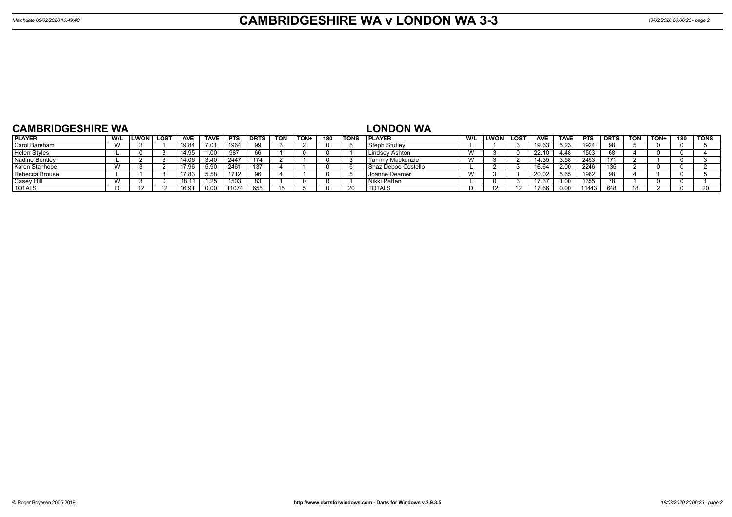# CAMBRIDGESHIRE WA v LONDON WA 3-3

Matchdate 09/02/2020 10:49:40

## CAMBRIDGESHIRE WA

| PLAYER | W/L | LWON | LOST | AVE | TAVE | PTS | DRTS | TON | TON+ | 180 | TONS |
|---|---|---|---|---|---|---|---|---|---|---|---|
| Carol Bareham | W | 3 | 1 | 19.84 | 7.01 | 1964 | 99 | 3 | 2 | 0 | 5 |
| Helen Styles | L | 0 | 3 | 14.95 | 1.00 | 987 | 66 | 1 | 0 | 0 | 1 |
| Nadine Bentley | L | 2 | 3 | 14.06 | 3.40 | 2447 | 174 | 2 | 1 | 0 | 3 |
| Karen Stanhope | W | 3 | 2 | 17.96 | 5.90 | 2461 | 137 | 4 | 1 | 0 | 5 |
| Rebecca Brouse | L | 1 | 3 | 17.83 | 5.58 | 1712 | 96 | 4 | 1 | 0 | 5 |
| Casey Hill | W | 3 | 0 | 18.11 | 1.25 | 1503 | 83 | 1 | 0 | 0 | 1 |
| TOTALS | D | 12 | 12 | 16.91 | 0.00 | 11074 | 655 | 15 | 5 | 0 | 20 |

## LONDON WA

| PLAYER | W/L | LWON | LOST | AVE | TAVE | PTS | DRTS | TON | TON+ | 180 | TONS |
|---|---|---|---|---|---|---|---|---|---|---|---|
| Steph Stutley | L | 1 | 3 | 19.63 | 5.23 | 1924 | 98 | 5 | 0 | 0 | 5 |
| Lindsey Ashton | W | 3 | 0 | 22.10 | 4.48 | 1503 | 68 | 4 | 0 | 0 | 4 |
| Tammy Mackenzie | W | 3 | 2 | 14.35 | 3.58 | 2453 | 171 | 2 | 1 | 0 | 3 |
| Shaz Deboo Costello | L | 2 | 3 | 16.64 | 2.00 | 2246 | 135 | 2 | 0 | 0 | 2 |
| Joanne Deamer | W | 3 | 1 | 20.02 | 5.65 | 1962 | 98 | 4 | 1 | 0 | 5 |
| Nikki Patten | L | 0 | 3 | 17.37 | 1.00 | 1355 | 78 | 1 | 0 | 0 | 1 |
| TOTALS | D | 12 | 12 | 17.66 | 0.00 | 11443 | 648 | 18 | 2 | 0 | 20 |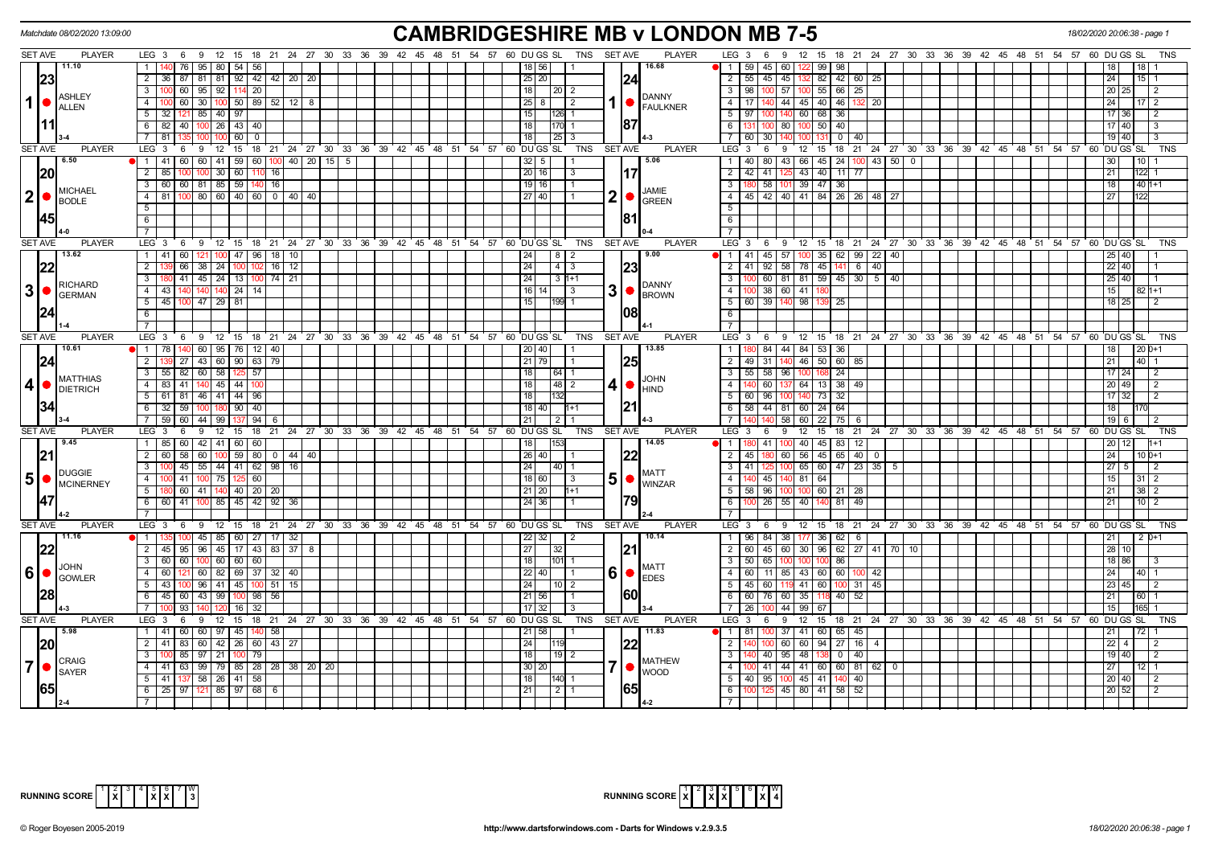Matchdate 08/02/2020 13:09:00

# CAMBRIDGESHIRE MB v LONDON MB 7-5

18/02/2020 20:06:38 - page 1

| SET AVE | PLAYER | LEG | Scores | DU | GS | SL | TNS | SET AVE | PLAYER | LEG | Scores | DU | GS | SL | TNS |
|---|---|---|---|---|---|---|---|---|---|---|---|---|---|---|---|
| 11.10 | 1 ASHLEY ALLEN | 1 | 140 76 95 80 54 56 | 18 | 56 | | 1 | 16.68 | 1 DANNY FAULKNER | 1 | 59 45 60 122 99 98 | 18 | | 18 | 1 |
| 23 | | 2 | 36 87 81 81 92 42 42 20 20 | 25 | 20 | | | 24 | | 2 | 55 45 45 132 82 42 60 25 | 24 | | 15 | 1 |
| | | 3 | 100 60 95 92 114 20 | 18 | | 20 | 2 | | | 3 | 98 100 57 100 55 66 25 | 20 | 25 | | 2 |
| | | 4 | 100 60 30 100 50 89 52 12 8 | 25 | 8 | | 2 | | | 4 | 17 140 44 45 40 46 132 20 | 24 | | 17 | 2 |
| | | 5 | 32 121 85 40 97 | 15 | | 126 | 1 | | | 5 | 97 100 140 60 68 36 | 17 | 36 | | 2 |
| 11 | | 6 | 82 40 100 26 43 40 | 18 | | 170 | 1 | 87 | | 6 | 131 100 80 100 50 40 | 17 | 40 | | 3 |
| 3-4 | | 7 | 81 135 100 100 60 0 | 18 | | 25 | 3 | 4-3 | | 7 | 60 30 140 100 131 0 40 | 19 | 40 | | 3 |
| 6.50 | 2 MICHAEL BODLE | 1 | 41 60 60 41 59 60 100 40 20 15 5 | 32 | 5 | | 1 | 5.06 | 2 JAMIE GREEN | 1 | 40 80 43 66 45 24 100 43 50 0 | 30 | | 10 | 1 |
| 20 | | 2 | 85 100 100 30 60 110 16 | 20 | 16 | | 3 | 17 | | 2 | 42 41 125 43 40 11 77 | 21 | | 122 | 1 |
| | | 3 | 60 60 81 85 59 140 16 | 19 | 16 | | 1 | | | 3 | 180 58 101 39 47 36 | 18 | | 40 | 1+1 |
| | | 4 | 81 100 80 60 40 60 0 40 40 | 27 | 40 | | 1 | | | 4 | 45 42 40 41 84 26 26 48 27 | 27 | | 122 | |
| 45 | | 5 | | | | | | 81 | | 5 | | | | | |
| 4-0 | | 6 | | | | | | 0-4 | | 6 | | | | | |
| 13.62 | 3 RICHARD GERMAN | 1 | 41 60 121 100 47 96 18 10 | 24 | | 8 | 2 | 9.00 | 3 DANNY BROWN | 1 | 41 45 57 100 35 62 99 22 40 | 25 | 40 | | 1 |
| 22 | | 2 | 139 66 38 24 100 102 16 12 | 24 | | 4 | 3 | 23 | | 2 | 41 92 58 78 45 141 6 40 | 22 | 40 | | 1 |
| | | 3 | 180 41 45 24 13 100 74 21 | 24 | | 3 | 1+1 | | | 3 | 100 60 81 81 59 45 30 5 40 | 25 | 40 | | 1 |
| | | 4 | 43 140 140 140 24 14 | 16 | 14 | | 3 | | | 4 | 100 38 60 41 180 | 15 | | 82 | 1+1 |
| | | 5 | 45 100 47 29 81 | 15 | | 199 | 1 | | | 5 | 60 39 140 98 139 25 | 18 | 25 | | 2 |
| 24 | | 6 | | | | | | 08 | | 6 | | | | | |
| 1-4 | | 7 | | | | | | 4-1 | | 7 | | | | | |
| 10.61 | 4 MATTHIAS DIETRICH | 1 | 78 140 60 95 76 12 40 | 20 | 40 | | 1 | 13.85 | 4 JOHN HIND | 1 | 180 84 44 84 53 36 | 18 | | 20 | 0+1 |
| 24 | | 2 | 139 27 43 60 90 63 79 | 21 | 79 | | 1 | 25 | | 2 | 49 31 140 46 50 60 85 | 21 | | 40 | 1 |
| | | 3 | 55 82 60 58 125 57 | 18 | | 64 | 1 | | | 3 | 55 58 96 100 168 24 | 17 | 24 | | 2 |
| | | 4 | 83 41 140 45 44 100 | 18 | | 48 | 2 | | | 4 | 140 60 137 64 13 38 49 | 20 | 49 | | 2 |
| | | 5 | 61 81 46 41 44 96 | 18 | | 132 | | | | 5 | 60 96 100 140 73 32 | 17 | 32 | | 2 |
| 34 | | 6 | 32 59 100 180 90 40 | 18 | 40 | | 1+1 | 21 | | 6 | 58 44 81 60 24 64 | 18 | | 170 | |
| 3-4 | | 7 | 59 60 44 99 137 94 6 | 21 | | 2 | 1 | 4-3 | | 7 | 140 140 58 60 22 75 6 | 19 | 6 | | 2 |
| 9.45 | 5 DUGGIE MCINERNEY | 1 | 85 60 42 41 60 60 | 18 | | 153 | | 14.05 | 5 MATT WINZAR | 1 | 180 41 100 40 45 83 12 | 20 | 12 | | 1+1 |
| 21 | | 2 | 60 58 60 100 59 80 0 44 40 | 26 | 40 | | 1 | 22 | | 2 | 45 180 60 56 45 65 40 0 | 24 | | 10 | 0+1 |
| | | 3 | 100 45 55 44 41 62 98 16 | 24 | | 40 | 1 | | | 3 | 41 125 100 65 60 47 23 35 5 | 27 | 5 | | 2 |
| | | 4 | 100 41 100 75 125 60 | 18 | 60 | | 3 | | | 4 | 140 45 140 81 64 | 15 | | 31 | 2 |
| | | 5 | 180 60 41 140 40 20 20 | 21 | 20 | | 1+1 | | | 5 | 58 96 100 100 60 21 28 | 21 | | 38 | 2 |
| 47 | | 6 | 60 41 100 85 45 42 92 36 | 24 | 36 | | 1 | 79 | | 6 | 100 26 55 40 140 81 49 | 21 | | 10 | 2 |
| 4-2 | | 7 | | | | | | 2-4 | | 7 | | | | | |
| 11.16 | 6 JOHN GOWLER | 1 | 135 100 45 85 60 27 17 32 | 22 | 32 | | 2 | 10.14 | 6 MATT EDES | 1 | 96 84 38 177 36 62 6 | 21 | | 2 | 0+1 |
| 22 | | 2 | 45 95 96 45 17 43 83 37 8 | 27 | | 32 | | 21 | | 2 | 60 45 60 30 96 62 27 41 70 10 | 28 | 10 | | |
| | | 3 | 60 60 100 60 60 60 | 18 | | 101 | 1 | | | 3 | 50 65 100 100 100 86 | 18 | 86 | | 3 |
| | | 4 | 60 121 60 82 69 37 32 40 | 22 | 40 | | 1 | | | 4 | 60 11 85 43 60 60 100 42 | 24 | | 40 | 1 |
| | | 5 | 43 100 96 41 45 100 51 15 | 24 | | 10 | 2 | | | 5 | 45 60 119 41 60 100 31 45 | 23 | 45 | | 2 |
| 28 | | 6 | 45 60 43 99 100 98 56 | 21 | 56 | | 1 | 60 | | 6 | 60 76 60 35 118 40 52 | 21 | | 60 | 1 |
| 4-3 | | 7 | 100 93 140 120 16 32 | 17 | 32 | | 3 | 3-4 | | 7 | 26 100 44 99 67 | 15 | | 165 | 1 |
| 5.98 | 7 CRAIG SAYER | 1 | 41 60 60 37 45 140 58 | 21 | 58 | | 1 | 11.83 | 7 MATHEW WOOD | 1 | 81 100 37 41 60 65 45 | 21 | | 72 | 1 |
| 20 | | 2 | 41 83 60 42 26 60 43 27 | 24 | | 119 | | 22 | | 2 | 140 100 60 60 94 27 16 4 | 22 | 4 | | 2 |
| | | 3 | 100 85 97 21 100 79 | 18 | | 19 | 2 | | | 3 | 140 40 95 48 138 0 40 | 19 | 40 | | 2 |
| | | 4 | 41 63 99 79 85 28 28 38 20 20 | 30 | 20 | | | | | 4 | 100 41 44 41 60 60 81 62 0 | 27 | | 12 | 1 |
| | | 5 | 41 137 58 26 41 58 | 18 | | 140 | 1 | | | 5 | 40 95 100 45 41 140 40 | 20 | 40 | | 2 |
| 65 | | 6 | 25 97 121 85 97 68 6 | 21 | | 2 | 1 | 65 | | 6 | 100 125 45 80 41 58 52 | 20 | 52 | | 2 |
| 2-4 | | 7 | | | | | | 4-2 | | 7 | | | | | |

RUNNING SCORE: 1 2 3 X 4 5 X 6 X 7 | W 3

RUNNING SCORE: 1 X 2 3 X 4 X 5 6 7 X | W 4

© Roger Boyesen 2005-2019 http://www.dartsforwindows.com - Darts for Windows v.2.9.3.5 18/02/2020 20:06:38 - page 1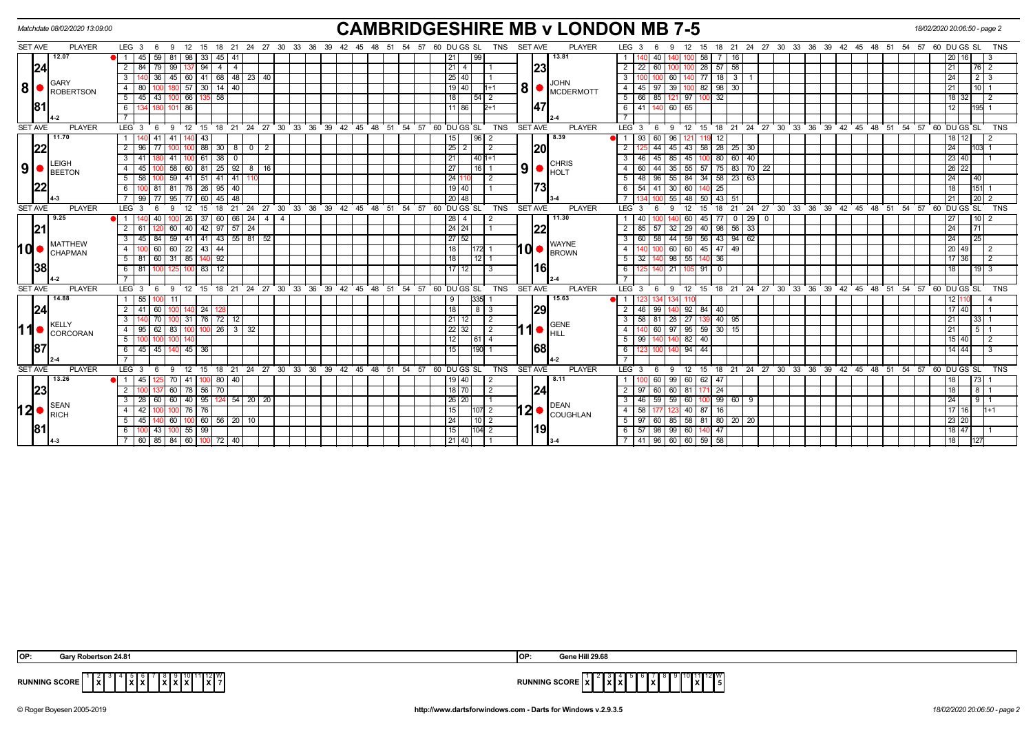Matchdate 08/02/2020 13:09:00

# CAMBRIDGESHIRE MB v LONDON MB 7-5

18/02/2020 20:06:50 - page 2

| SET AVE | PLAYER | LEG | 3 | 6 | 9 | 12 | 15 | 18 | 21 | 24 | 27 | 30 | DU | GS | SL | TNS | SET AVE | PLAYER | LEG | 3 | 6 | 9 | 12 | 15 | 18 | 21 | 24 | 27 | 30 | DU | GS | SL | TNS |
|---|---|---|---|---|---|---|---|---|---|---|---|---|---|---|---|---|---|---|---|---|---|---|---|---|---|---|---|---|---|---|---|---|---|
| 12.07 | 8 GARY ROBERTSON | 1 | 45 | 59 | 81 | 98 | 33 | 45 | 41 | | | | 21 | | 99 | | 13.81 | 8 JOHN MCDERMOTT | 1 | 140 | 40 | 140 | 100 | 58 | 7 | 16 | | | | 20 | 16 | | 3 |
| 24 | | 2 | 84 | 79 | 99 | 137 | 94 | 4 | 4 | | | | 21 | 4 | | 1 | 23 | | 2 | 22 | 60 | 100 | 100 | 28 | 57 | 58 | | | | 21 | | 76 | 2 |
| | | 3 | 140 | 36 | 45 | 60 | 41 | 68 | 48 | 23 | 40 | | 25 | 40 | | 1 | | | 3 | 100 | 100 | 60 | 140 | 77 | 18 | 3 | 1 | | | 24 | | 2 | 3 |
| | | 4 | 80 | 100 | 180 | 57 | 30 | 14 | 40 | | | | 19 | 40 | | 1+1 | | | 4 | 45 | 97 | 39 | 100 | 82 | 98 | 30 | | | | 21 | | 10 | 1 |
| 81 | | 5 | 45 | 43 | 100 | 66 | 135 | 58 | | | | | 18 | | 54 | 2 | 47 | | 5 | 66 | 85 | 121 | 97 | 100 | 32 | | | | | 18 | 32 | | 2 |
| 4-2 | | 6 | 134 | 180 | 101 | 86 | | | | | | | 11 | 86 | | 2+1 | 2-4 | | 6 | 41 | 140 | 60 | 65 | | | | | | | 12 | | 195 | 1 |
| 11.70 | 9 LEIGH BEETON | 1 | 140 | 41 | 41 | 140 | 43 | | | | | | 15 | | 96 | 2 | 8.39 | 9 CHRIS HOLT | 1 | 93 | 60 | 96 | 121 | 119 | 12 | | | | | 18 | 12 | | 2 |
| 22 | | 2 | 96 | 77 | 100 | 100 | 88 | 30 | 8 | 0 | 2 | | 25 | 2 | | 2 | 20 | | 2 | 125 | 44 | 45 | 43 | 58 | 28 | 25 | 30 | | | 24 | | 103 | 1 |
| | | 3 | 41 | 180 | 41 | 100 | 61 | 38 | 0 | | | | 21 | | 40 | 1+1 | | | 3 | 46 | 45 | 85 | 45 | 100 | 80 | 60 | 40 | | | 23 | 40 | | 1 |
| | | 4 | 45 | 100 | 58 | 60 | 81 | 25 | 92 | 8 | 16 | | 27 | | 16 | 1 | | | 4 | 60 | 44 | 35 | 55 | 57 | 75 | 83 | 70 | 22 | | 26 | 22 | | |
| 22 | | 5 | 58 | 100 | 59 | 41 | 51 | 41 | 41 | 110 | | | 24 | 110 | | 2 | 73 | | 5 | 48 | 96 | 55 | 84 | 34 | 58 | 23 | 63 | | | 24 | | 40 | |
| | | 6 | 100 | 81 | 81 | 78 | 26 | 95 | 40 | | | | 19 | 40 | | 1 | | | 6 | 54 | 41 | 30 | 60 | 140 | 25 | | | | | 18 | | 151 | 1 |
| 4-3 | | 7 | 99 | 77 | 95 | 77 | 60 | 45 | 48 | | | | 20 | 48 | | | 3-4 | | 7 | 134 | 100 | 55 | 48 | 50 | 43 | 51 | | | | 21 | | 20 | 2 |
| 9.25 | 10 MATTHEW CHAPMAN | 1 | 140 | 40 | 100 | 26 | 37 | 60 | 66 | 24 | 4 | 4 | 28 | 4 | | 2 | 11.30 | 10 WAYNE BROWN | 1 | 40 | 100 | 140 | 60 | 45 | 77 | 0 | 29 | 0 | | 27 | | 10 | 2 |
| 21 | | 2 | 61 | 120 | 60 | 40 | 42 | 97 | 57 | 24 | | | 24 | 24 | | 1 | 22 | | 2 | 85 | 57 | 32 | 29 | 40 | 98 | 56 | 33 | | | 24 | | 71 | |
| | | 3 | 45 | 84 | 59 | 41 | 41 | 43 | 55 | 81 | 52 | | 27 | 52 | | | | | 3 | 60 | 58 | 44 | 59 | 56 | 43 | 94 | 62 | | | 24 | | 25 | |
| | | 4 | 100 | 60 | 60 | 22 | 43 | 44 | | | | | 18 | | 172 | 1 | | | 4 | 140 | 100 | 60 | 60 | 45 | 47 | 49 | | | | 20 | 49 | | 2 |
| 38 | | 5 | 81 | 60 | 31 | 85 | 140 | 92 | | | | | 18 | | 12 | 1 | 16 | | 5 | 32 | 140 | 98 | 55 | 140 | 36 | | | | | 17 | 36 | | 2 |
| 4-2 | | 6 | 81 | 100 | 125 | 100 | 83 | 12 | | | | | 17 | 12 | | 3 | 2-4 | | 6 | 125 | 140 | 21 | 105 | 91 | 0 | | | | | 18 | | 19 | 3 |
| 14.88 | 11 KELLY CORCORAN | 1 | 55 | 100 | 11 | | | | | | | | 9 | | 335 | 1 | 15.63 | 11 GENE HILL | 1 | 123 | 134 | 134 | 110 | | | | | | | 12 | 110 | | 4 |
| 24 | | 2 | 41 | 60 | 100 | 140 | 24 | 128 | | | | | 18 | | 8 | 3 | 29 | | 2 | 46 | 99 | 140 | 92 | 84 | 40 | | | | | 17 | 40 | | 1 |
| | | 3 | 140 | 70 | 100 | 31 | 76 | 72 | 12 | | | | 21 | 12 | | 2 | | | 3 | 58 | 81 | 28 | 27 | 139 | 40 | 95 | | | | 21 | | 33 | 1 |
| | | 4 | 95 | 62 | 83 | 100 | 100 | 26 | 3 | 32 | | | 22 | 32 | | 2 | | | 4 | 140 | 60 | 97 | 95 | 59 | 30 | 15 | | | | 21 | | 5 | 1 |
| 87 | | 5 | 100 | 100 | 100 | 140 | | | | | | | 12 | | 61 | 4 | 68 | | 5 | 99 | 140 | 140 | 82 | 40 | | | | | | 15 | 40 | | 2 |
| 2-4 | | 6 | 45 | 45 | 140 | 45 | 36 | | | | | | 15 | | 190 | 1 | 4-2 | | 6 | 123 | 100 | 140 | 94 | 44 | | | | | | 14 | 44 | | 3 |
| 13.26 | 12 SEAN RICH | 1 | 45 | 125 | 70 | 41 | 100 | 80 | 40 | | | | 19 | 40 | | 2 | 8.11 | 12 DEAN COUGHLAN | 1 | 100 | 60 | 99 | 60 | 62 | 47 | | | | | 18 | | 73 | 1 |
| 23 | | 2 | 100 | 137 | 60 | 78 | 56 | 70 | | | | | 18 | 70 | | 2 | 24 | | 2 | 97 | 60 | 60 | 81 | 171 | 24 | | | | | 18 | | 8 | 1 |
| | | 3 | 28 | 60 | 60 | 40 | 95 | 124 | 54 | 20 | 20 | | 26 | 20 | | 1 | | | 3 | 46 | 59 | 59 | 60 | 100 | 99 | 60 | 9 | | | 24 | | 9 | 1 |
| | | 4 | 42 | 100 | 100 | 76 | 76 | | | | | | 15 | | 107 | 2 | | | 4 | 58 | 177 | 123 | 40 | 87 | 16 | | | | | 17 | 16 | | 1+1 |
| 81 | | 5 | 45 | 140 | 60 | 100 | 60 | 56 | 20 | 10 | | | 24 | | 10 | 2 | 19 | | 5 | 97 | 60 | 85 | 58 | 81 | 80 | 20 | 20 | | | 23 | 20 | | |
| | | 6 | 100 | 43 | 100 | 55 | 99 | | | | | | 15 | | 104 | 2 | | | 6 | 57 | 98 | 99 | 60 | 140 | 47 | | | | | 18 | 47 | | 1 |
| 4-3 | | 7 | 60 | 85 | 84 | 60 | 100 | 72 | 40 | | | | 21 | 40 | | 1 | 3-4 | | 7 | 41 | 96 | 60 | 60 | 59 | 58 | | | | | 18 | | 127 | |

OP: Gary Robertson 24.81

OP: Gene Hill 29.68

| RUNNING SCORE | 1 | 2 | 3 | 4 | 5 | 6 | 7 | 8 | 9 | 10 | 11 | 12 | W |
|---|---|---|---|---|---|---|---|---|---|---|---|---|---|
| | | X | | | X | X | | X | X | X | | X | 7 |

| RUNNING SCORE | 1 | 2 | 3 | 4 | 5 | 6 | 7 | 8 | 9 | 10 | 11 | 12 | W |
|---|---|---|---|---|---|---|---|---|---|---|---|---|---|
| | X | | X | X | | | X | | | | X | | 5 |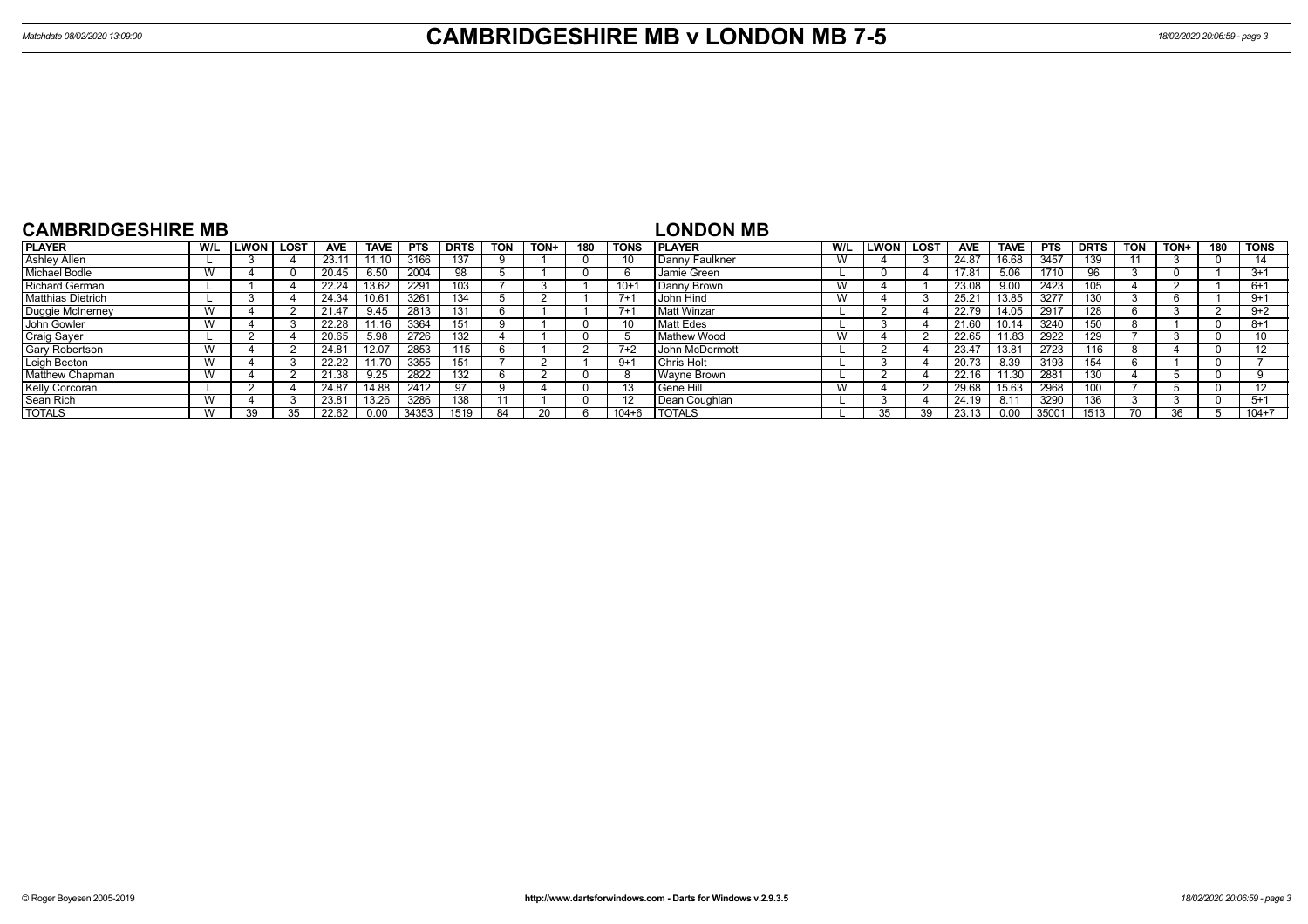# CAMBRIDGESHIRE MB v LONDON MB 7-5

Matchdate 08/02/2020 13:09:00

## CAMBRIDGESHIRE MB

| PLAYER | W/L | LWON | LOST | AVE | TAVE | PTS | DRTS | TON | TON+ | 180 | TONS |
|---|---|---|---|---|---|---|---|---|---|---|---|
| Ashley Allen | L | 3 | 4 | 23.11 | 11.10 | 3166 | 137 | 9 | 1 | 0 | 10 |
| Michael Bodle | W | 4 | 0 | 20.45 | 6.50 | 2004 | 98 | 5 | 1 | 0 | 6 |
| Richard German | L | 1 | 4 | 22.24 | 13.62 | 2291 | 103 | 7 | 3 | 1 | 10+1 |
| Matthias Dietrich | L | 3 | 4 | 24.34 | 10.61 | 3261 | 134 | 5 | 2 | 1 | 7+1 |
| Duggie McInerney | W | 4 | 2 | 21.47 | 9.45 | 2813 | 131 | 6 | 1 | 1 | 7+1 |
| John Gowler | W | 4 | 3 | 22.28 | 11.16 | 3364 | 151 | 9 | 1 | 0 | 10 |
| Craig Sayer | L | 2 | 4 | 20.65 | 5.98 | 2726 | 132 | 4 | 1 | 0 | 5 |
| Gary Robertson | W | 4 | 2 | 24.81 | 12.07 | 2853 | 115 | 6 | 1 | 2 | 7+2 |
| Leigh Beeton | W | 4 | 3 | 22.22 | 11.70 | 3355 | 151 | 7 | 2 | 1 | 9+1 |
| Matthew Chapman | W | 4 | 2 | 21.38 | 9.25 | 2822 | 132 | 6 | 2 | 0 | 8 |
| Kelly Corcoran | L | 2 | 4 | 24.87 | 14.88 | 2412 | 97 | 9 | 4 | 0 | 13 |
| Sean Rich | W | 4 | 3 | 23.81 | 13.26 | 3286 | 138 | 11 | 1 | 0 | 12 |
| TOTALS | W | 39 | 35 | 22.62 | 0.00 | 34353 | 1519 | 84 | 20 | 6 | 104+6 |

## LONDON MB

| PLAYER | W/L | LWON | LOST | AVE | TAVE | PTS | DRTS | TON | TON+ | 180 | TONS |
|---|---|---|---|---|---|---|---|---|---|---|---|
| Danny Faulkner | W | 4 | 3 | 24.87 | 16.68 | 3457 | 139 | 11 | 3 | 0 | 14 |
| Jamie Green | L | 0 | 4 | 17.81 | 5.06 | 1710 | 96 | 3 | 0 | 1 | 3+1 |
| Danny Brown | W | 4 | 1 | 23.08 | 9.00 | 2423 | 105 | 4 | 2 | 1 | 6+1 |
| John Hind | W | 4 | 3 | 25.21 | 13.85 | 3277 | 130 | 3 | 6 | 1 | 9+1 |
| Matt Winzar | L | 2 | 4 | 22.79 | 14.05 | 2917 | 128 | 6 | 3 | 2 | 9+2 |
| Matt Edes | L | 3 | 4 | 21.60 | 10.14 | 3240 | 150 | 8 | 1 | 0 | 8+1 |
| Mathew Wood | W | 4 | 2 | 22.65 | 11.83 | 2922 | 129 | 7 | 3 | 0 | 10 |
| John McDermott | L | 2 | 4 | 23.47 | 13.81 | 2723 | 116 | 8 | 4 | 0 | 12 |
| Chris Holt | L | 3 | 4 | 20.73 | 8.39 | 3193 | 154 | 6 | 1 | 0 | 7 |
| Wayne Brown | L | 2 | 4 | 22.16 | 11.30 | 2881 | 130 | 4 | 5 | 0 | 9 |
| Gene Hill | W | 4 | 2 | 29.68 | 15.63 | 2968 | 100 | 7 | 5 | 0 | 12 |
| Dean Coughlan | L | 3 | 4 | 24.19 | 8.11 | 3290 | 136 | 3 | 3 | 0 | 5+1 |
| TOTALS | L | 35 | 39 | 23.13 | 0.00 | 35001 | 1513 | 70 | 36 | 5 | 104+7 |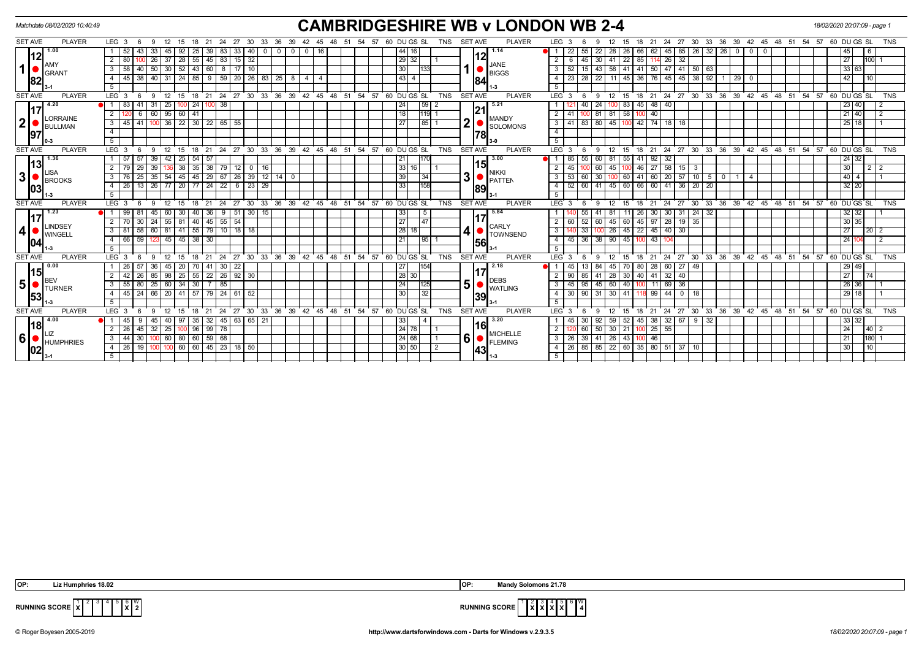Matchdate 08/02/2020 10:40:49

# CAMBRIDGESHIRE WB v LONDON WB 2-4

18/02/2020 20:07:09 - page 1

| SET AVE | PLAYER | LEG | 3 | 6 | 9 | 12 | 15 | 18 | 21 | 24 | 27 | 30 | 33 | 36 | 39 | 42 | 45 | DU | GS | SL | TNS | SET AVE | PLAYER | LEG | 3 | 6 | 9 | 12 | 15 | 18 | 21 | 24 | 27 | 30 | 33 | 36 | 39 | 42 | 45 | DU | GS | SL | TNS |
|---|---|---|---|---|---|---|---|---|---|---|---|---|---|---|---|---|---|---|---|---|---|---|---|---|---|---|---|---|---|---|---|---|---|---|---|---|---|---|---|---|---|---|---|
| 1.00 / 12.82 | AMY GRANT (3-1) | 1 | 52 | 43 | 33 | 45 | 92 | 25 | 39 | 83 | 33 | 40 | 0 | 0 | 0 | 0 | 16 | 44 | 16 | | | 1.14 / 12.84 | JANE BIGGS (1-3) | 1 | 22 | 55 | 22 | 28 | 26 | 66 | 62 | 45 | 85 | 26 | 32 | 26 | 0 | 0 | 0 | | 45 | 6 | |
| | | 2 | 80 | 100 | 26 | 37 | 28 | 55 | 45 | 83 | 15 | 32 | | | | | | 29 | 32 | | 1 | | | 2 | 6 | 45 | 30 | 41 | 22 | 85 | 114 | 26 | 32 | | | | | | | | 27 | 100 | 1 |
| | | 3 | 58 | 40 | 50 | 30 | 52 | 43 | 60 | 8 | 17 | 10 | | | | | | 30 | | 133 | | | | 3 | 52 | 15 | 43 | 58 | 41 | 41 | 50 | 47 | 41 | 50 | 63 | | | | | | 33 | 63 | |
| | | 4 | 45 | 38 | 40 | 31 | 24 | 85 | 9 | 59 | 20 | 26 | 83 | 25 | 8 | 4 | 4 | 43 | 4 | | | | | 4 | 23 | 28 | 22 | 11 | 45 | 36 | 76 | 45 | 45 | 38 | 92 | 1 | 29 | 0 | | | 42 | 10 | |
| 4.20 / 17.97 | LORRAINE BULLMAN (0-3) | 1 | 83 | 41 | 31 | 25 | 100 | 24 | 100 | 38 | | | | | | | | 24 | | 59 | 2 | 5.21 / 21.78 | MANDY SOLOMONS (3-0) | 1 | 121 | 40 | 24 | 100 | 83 | 45 | 48 | 40 | | | | | | | | 23 | 40 | | 2 |
| | | 2 | 120 | 6 | 60 | 95 | 60 | 41 | | | | | | | | | | 18 | | 119 | 1 | | | 2 | 41 | 100 | 81 | 81 | 58 | 100 | 40 | | | | | | | | | 21 | 40 | | 2 |
| | | 3 | 45 | 41 | 100 | 36 | 22 | 30 | 22 | 65 | 55 | | | | | | | 27 | | 85 | 1 | | | 3 | 41 | 83 | 80 | 45 | 100 | 42 | 74 | 18 | 18 | | | | | | | 25 | 18 | | 1 |
| 1.36 / 13.03 | LISA BROOKS (1-3) | 1 | 57 | 57 | 39 | 42 | 25 | 54 | 57 | | | | | | | | | 21 | | 170 | | 3.00 / 15.89 | NIKKI PATTEN (3-1) | 1 | 85 | 55 | 60 | 81 | 55 | 41 | 92 | 32 | | | | | | | | 24 | 32 | | |
| | | 2 | 79 | 29 | 39 | 136 | 38 | 35 | 38 | 79 | 12 | 0 | 16 | | | | | 33 | 16 | | 1 | | | 2 | 45 | 100 | 60 | 45 | 100 | 46 | 27 | 58 | 15 | 3 | | | | | | 30 | | 2 | 2 |
| | | 3 | 76 | 25 | 35 | 54 | 45 | 45 | 29 | 67 | 26 | 39 | 12 | 14 | 0 | | | 39 | | 34 | | | | 3 | 53 | 60 | 30 | 100 | 60 | 41 | 60 | 20 | 57 | 10 | 5 | 0 | 1 | 4 | | 40 | 4 | | 1 |
| | | 4 | 26 | 13 | 26 | 77 | 20 | 77 | 24 | 22 | 6 | 23 | 29 | | | | | 33 | | 158 | | | | 4 | 52 | 60 | 41 | 45 | 60 | 66 | 60 | 41 | 36 | 20 | 20 | | | | | 32 | 20 | | |
| 1.23 / 17.04 | LINDSEY WINGELL (1-3) | 1 | 99 | 81 | 45 | 60 | 30 | 40 | 36 | 9 | 51 | 30 | 15 | | | | | 33 | | 5 | | 5.84 / 17.56 | CARLY TOWNSEND (3-1) | 1 | 140 | 55 | 41 | 81 | 11 | 26 | 30 | 30 | 31 | 24 | 32 | | | | | 32 | 32 | | 1 |
| | | 2 | 70 | 30 | 24 | 55 | 81 | 40 | 45 | 55 | 54 | | | | | | | 27 | | 47 | | | | 2 | 60 | 52 | 60 | 45 | 60 | 45 | 97 | 28 | 19 | 35 | | | | | | 30 | 35 | | |
| | | 3 | 81 | 58 | 60 | 81 | 41 | 55 | 79 | 10 | 18 | 18 | | | | | | 28 | 18 | | | | | 3 | 140 | 33 | 100 | 26 | 45 | 22 | 45 | 40 | 30 | | | | | | | 27 | | 20 | 2 |
| | | 4 | 66 | 59 | 123 | 45 | 45 | 38 | 30 | | | | | | | | | 21 | | 95 | 1 | | | 4 | 45 | 36 | 38 | 90 | 45 | 100 | 43 | 104 | | | | | | | | 24 | 104 | | 2 |
| 0.00 / 15.53 | BEV TURNER (1-3) | 1 | 26 | 57 | 36 | 45 | 20 | 70 | 41 | 30 | 22 | | | | | | | 27 | | 154 | | 2.18 / 17.39 | DEBS WATLING (3-1) | 1 | 45 | 13 | 84 | 45 | 70 | 80 | 28 | 60 | 27 | 49 | | | | | | 29 | 49 | | |
| | | 2 | 42 | 26 | 85 | 98 | 25 | 55 | 22 | 26 | 92 | 30 | | | | | | 28 | 30 | | | | | 2 | 90 | 85 | 41 | 28 | 30 | 40 | 41 | 32 | 40 | | | | | | | 27 | | 74 | |
| | | 3 | 55 | 80 | 25 | 60 | 34 | 30 | 7 | 85 | | | | | | | | 24 | | 125 | | | | 3 | 45 | 95 | 45 | 60 | 40 | 100 | 11 | 69 | 36 | | | | | | | 26 | 36 | | 1 |
| | | 4 | 45 | 24 | 66 | 20 | 41 | 57 | 79 | 24 | 61 | 52 | | | | | | 30 | | 32 | | | | 4 | 30 | 90 | 31 | 30 | 41 | 118 | 99 | 44 | 0 | 18 | | | | | | 29 | 18 | | 1 |
| 4.00 / 18.02 | LIZ HUMPHRIES (3-1) | 1 | 45 | 9 | 45 | 40 | 97 | 35 | 32 | 45 | 63 | 65 | 21 | | | | | 33 | | 4 | | 3.20 / 16.43 | MICHELLE FLEMING (1-3) | 1 | 45 | 30 | 92 | 59 | 52 | 45 | 38 | 32 | 67 | 9 | 32 | | | | | 33 | 32 | | |
| | | 2 | 26 | 45 | 32 | 25 | 100 | 96 | 99 | 78 | | | | | | | | 24 | 78 | | 1 | | | 2 | 120 | 60 | 50 | 30 | 21 | 100 | 25 | 55 | | | | | | | | 24 | | 40 | 2 |
| | | 3 | 44 | 30 | 100 | 60 | 80 | 60 | 59 | 68 | | | | | | | | 24 | 68 | | 1 | | | 3 | 26 | 39 | 41 | 26 | 43 | 100 | 46 | | | | | | | | | 21 | | 180 | 1 |
| | | 4 | 26 | 19 | 100 | 100 | 60 | 60 | 45 | 23 | 18 | 50 | | | | | | 30 | 50 | | 2 | | | 4 | 26 | 85 | 85 | 22 | 60 | 35 | 80 | 51 | 37 | 10 | | | | | | 30 | | 10 | |

OP: Liz Humphries 18.02 | OP: Mandy Solomons 21.78

RUNNING SCORE (Cambridgeshire): 1: X, 5: X, W: 2

RUNNING SCORE (London): 2: X, 3: X, 4: X, 6: X, W: 4

© Roger Boyesen 2005-2019 | http://www.dartsforwindows.com - Darts for Windows v.2.9.3.5 | 18/02/2020 20:07:09 - page 1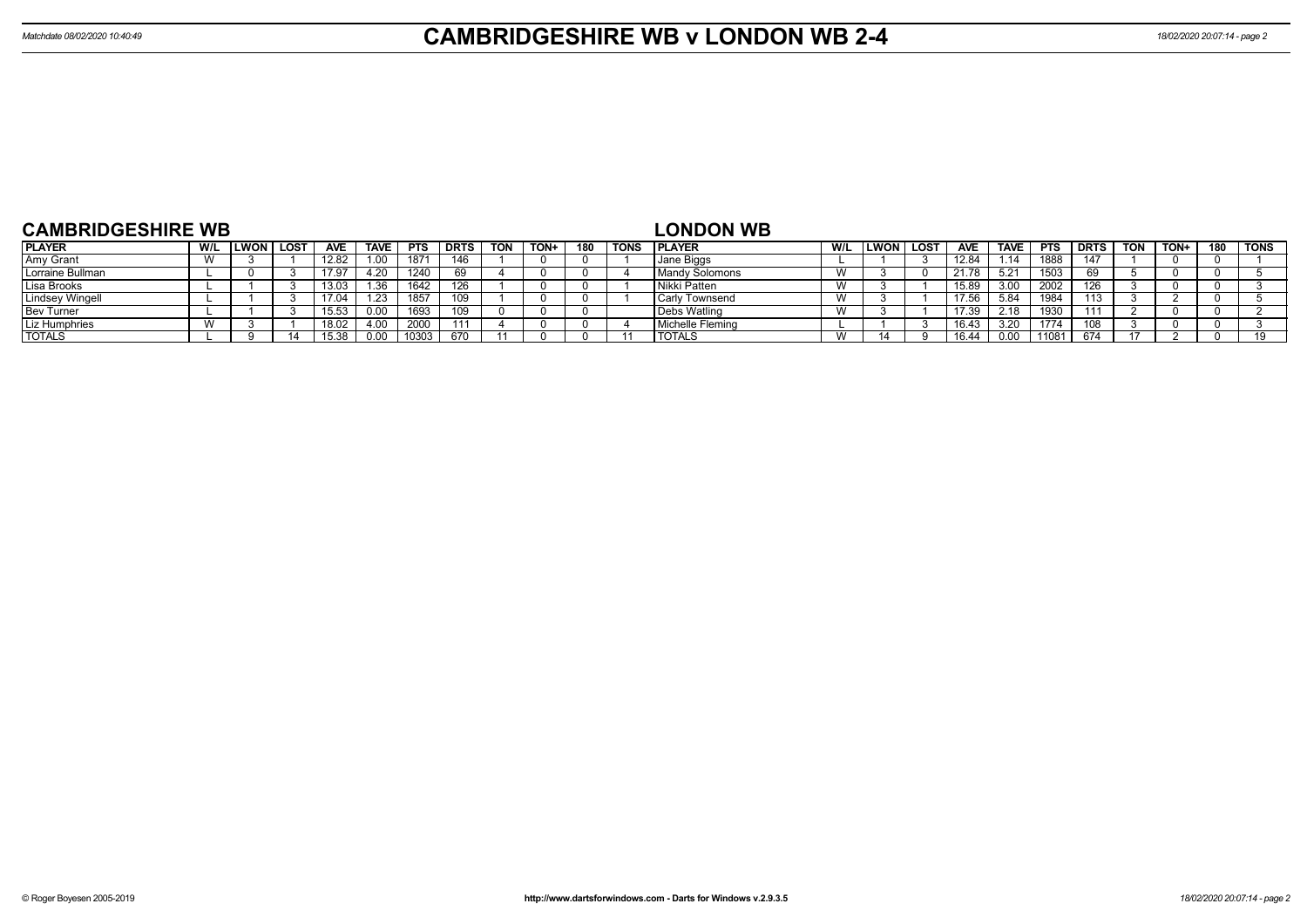Matchdate 08/02/2020 10:40:49

# CAMBRIDGESHIRE WB v LONDON WB 2-4

## CAMBRIDGESHIRE WB

| PLAYER | W/L | LWON | LOST | AVE | TAVE | PTS | DRTS | TON | TON+ | 180 | TONS |
|---|---|---|---|---|---|---|---|---|---|---|---|
| Amy Grant | W | 3 | 1 | 12.82 | 1.00 | 1871 | 146 | 1 | 0 | 0 | 1 |
| Lorraine Bullman | L | 0 | 3 | 17.97 | 4.20 | 1240 | 69 | 4 | 0 | 0 | 4 |
| Lisa Brooks | L | 1 | 3 | 13.03 | 1.36 | 1642 | 126 | 1 | 0 | 0 | 1 |
| Lindsey Wingell | L | 1 | 3 | 17.04 | 1.23 | 1857 | 109 | 1 | 0 | 0 | 1 |
| Bev Turner | L | 1 | 3 | 15.53 | 0.00 | 1693 | 109 | 0 | 0 | 0 | |
| Liz Humphries | W | 3 | 1 | 18.02 | 4.00 | 2000 | 111 | 4 | 0 | 0 | 4 |
| TOTALS | L | 9 | 14 | 15.38 | 0.00 | 10303 | 670 | 11 | 0 | 0 | 11 |

## LONDON WB

| PLAYER | W/L | LWON | LOST | AVE | TAVE | PTS | DRTS | TON | TON+ | 180 | TONS |
|---|---|---|---|---|---|---|---|---|---|---|---|
| Jane Biggs | L | 1 | 3 | 12.84 | 1.14 | 1888 | 147 | 1 | 0 | 0 | 1 |
| Mandy Solomons | W | 3 | 0 | 21.78 | 5.21 | 1503 | 69 | 5 | 0 | 0 | 5 |
| Nikki Patten | W | 3 | 1 | 15.89 | 3.00 | 2002 | 126 | 3 | 0 | 0 | 3 |
| Carly Townsend | W | 3 | 1 | 17.56 | 5.84 | 1984 | 113 | 3 | 2 | 0 | 5 |
| Debs Watling | W | 3 | 1 | 17.39 | 2.18 | 1930 | 111 | 2 | 0 | 0 | 2 |
| Michelle Fleming | L | 1 | 3 | 16.43 | 3.20 | 1774 | 108 | 3 | 0 | 0 | 3 |
| TOTALS | W | 14 | 9 | 16.44 | 0.00 | 11081 | 674 | 17 | 2 | 0 | 19 |